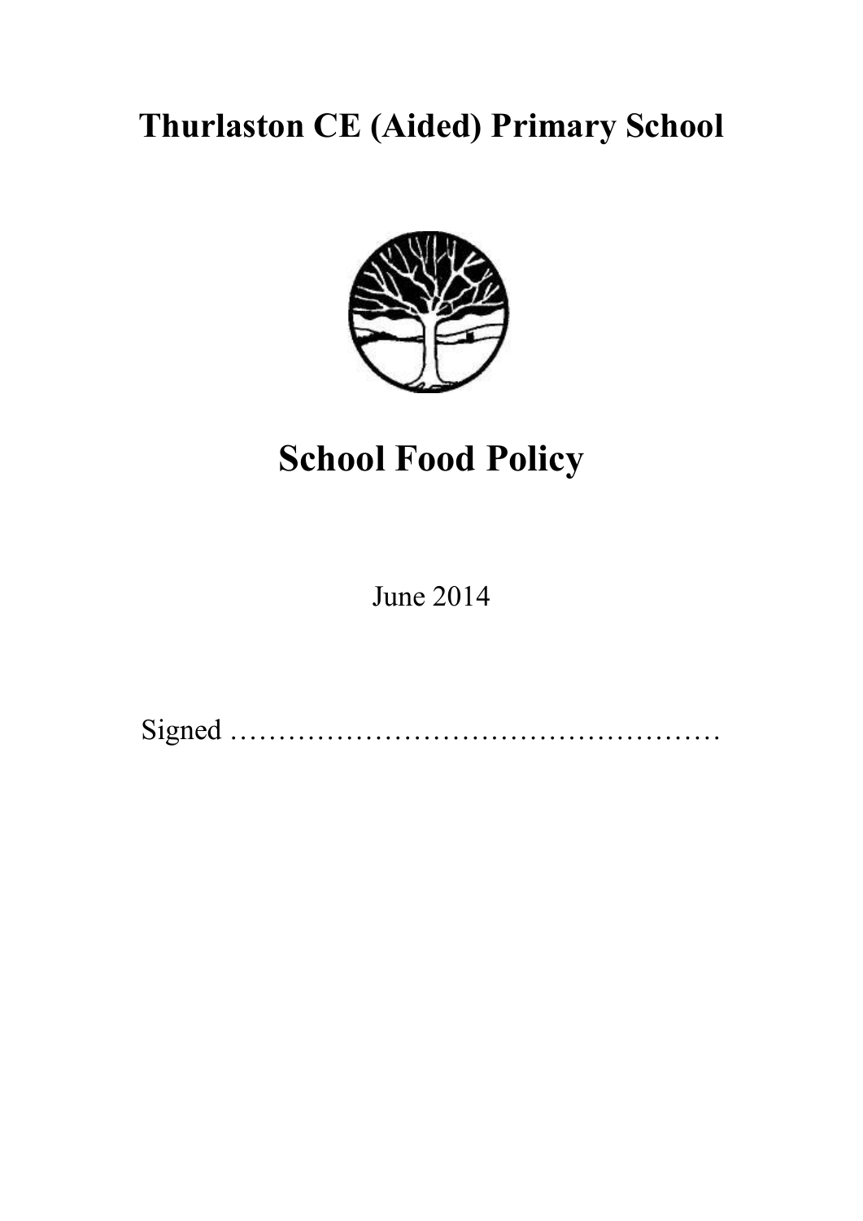# Thurlaston CE (Aided) Primary School

# School Food Policy

June 2014

Signed ……………………………………………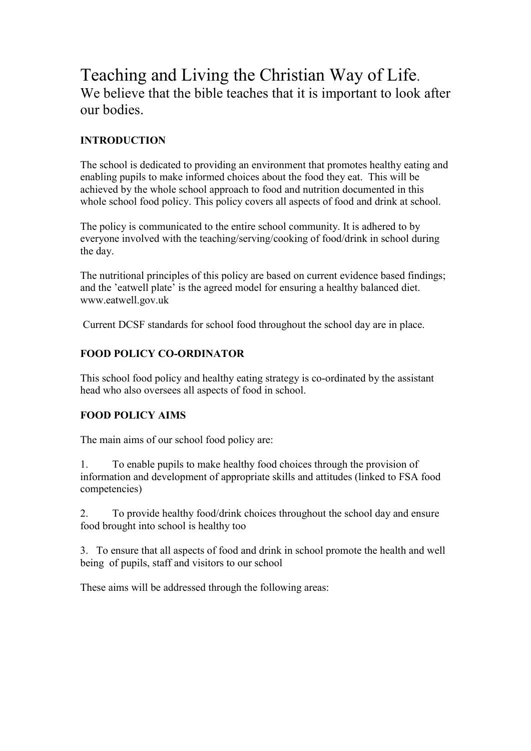# Teaching and Living the Christian Way of Life.

We believe that the bible teaches that it is important to look after our bodies.

**INTRODUCTION**

The school is dedicated to providing an environment that promotes healthy eating and enabling pupils to make informed choices about the food they eat. This will be achieved by the whole school approach to food and nutrition documented in this whole school food policy. This policy covers all aspects of food and drink at school.

The policy is communicated to the entire school community. It is adhered to by everyone involved with the teaching/serving/cooking of food/drink in school during the day.

The nutritional principles of this policy are based on current evidence based findings; and the 'eatwell plate' is the agreed model for ensuring a healthy balanced diet. www.eatwell.gov.uk

Current DCSF standards for school food throughout the school day are in place.

**FOOD POLICY CO-ORDINATOR**

This school food policy and healthy eating strategy is co-ordinated by the assistant head who also oversees all aspects of food in school.

**FOOD POLICY AIMS**

The main aims of our school food policy are:

1. To enable pupils to make healthy food choices through the provision of information and development of appropriate skills and attitudes (linked to FSA food competencies)

2. To provide healthy food/drink choices throughout the school day and ensure food brought into school is healthy too

3. To ensure that all aspects of food and drink in school promote the health and well being of pupils, staff and visitors to our school

These aims will be addressed through the following areas: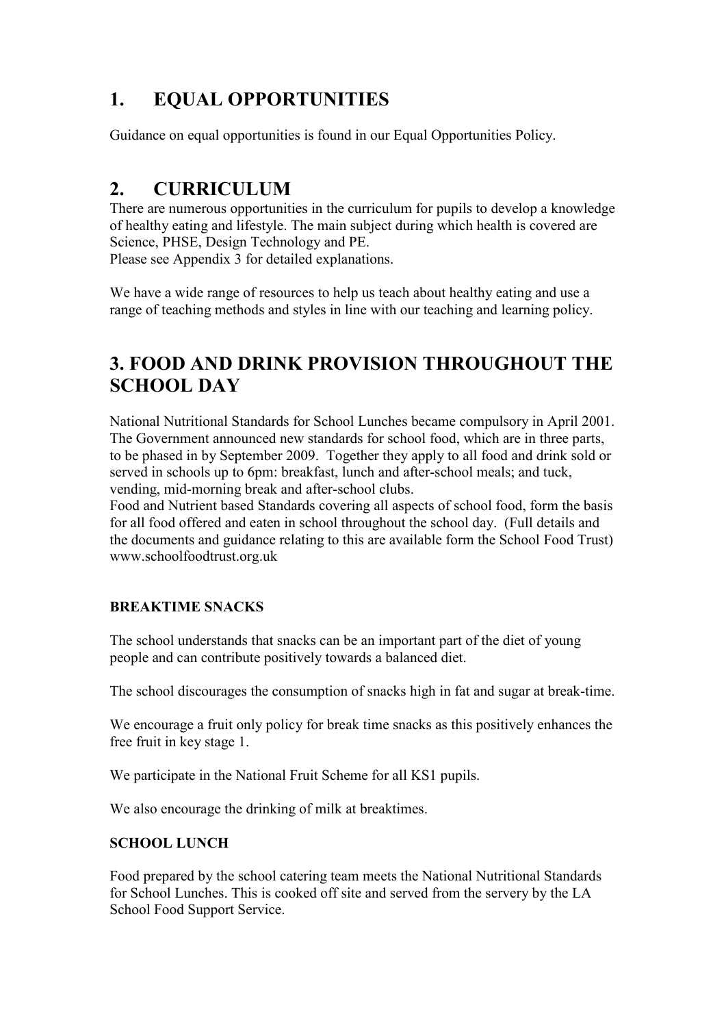## 1. EQUAL OPPORTUNITIES

Guidance on equal opportunities is found in our Equal Opportunities Policy.

## 2. CURRICULUM

There are numerous opportunities in the curriculum for pupils to develop a knowledge of healthy eating and lifestyle. The main subject during which health is covered are Science, PHSE, Design Technology and PE.
Please see Appendix 3 for detailed explanations.

We have a wide range of resources to help us teach about healthy eating and use a range of teaching methods and styles in line with our teaching and learning policy.

## 3. FOOD AND DRINK PROVISION THROUGHOUT THE SCHOOL DAY

National Nutritional Standards for School Lunches became compulsory in April 2001. The Government announced new standards for school food, which are in three parts, to be phased in by September 2009. Together they apply to all food and drink sold or served in schools up to 6pm: breakfast, lunch and after-school meals; and tuck, vending, mid-morning break and after-school clubs.
Food and Nutrient based Standards covering all aspects of school food, form the basis for all food offered and eaten in school throughout the school day. (Full details and the documents and guidance relating to this are available form the School Food Trust) www.schoolfoodtrust.org.uk

**BREAKTIME SNACKS**

The school understands that snacks can be an important part of the diet of young people and can contribute positively towards a balanced diet.

The school discourages the consumption of snacks high in fat and sugar at break-time.

We encourage a fruit only policy for break time snacks as this positively enhances the free fruit in key stage 1.

We participate in the National Fruit Scheme for all KS1 pupils.

We also encourage the drinking of milk at breaktimes.

**SCHOOL LUNCH**

Food prepared by the school catering team meets the National Nutritional Standards for School Lunches. This is cooked off site and served from the servery by the LA School Food Support Service.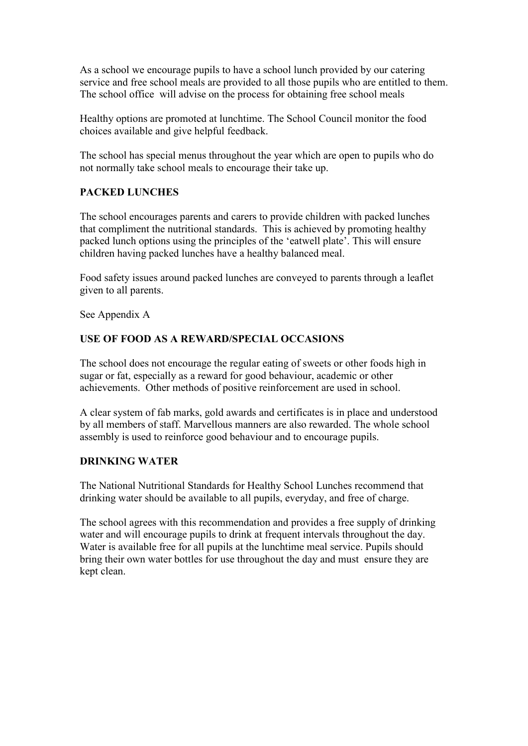As a school we encourage pupils to have a school lunch provided by our catering service and free school meals are provided to all those pupils who are entitled to them. The school office will advise on the process for obtaining free school meals

Healthy options are promoted at lunchtime. The School Council monitor the food choices available and give helpful feedback.

The school has special menus throughout the year which are open to pupils who do not normally take school meals to encourage their take up.

**PACKED LUNCHES**

The school encourages parents and carers to provide children with packed lunches that compliment the nutritional standards. This is achieved by promoting healthy packed lunch options using the principles of the 'eatwell plate'. This will ensure children having packed lunches have a healthy balanced meal.

Food safety issues around packed lunches are conveyed to parents through a leaflet given to all parents.

See Appendix A

**USE OF FOOD AS A REWARD/SPECIAL OCCASIONS**

The school does not encourage the regular eating of sweets or other foods high in sugar or fat, especially as a reward for good behaviour, academic or other achievements. Other methods of positive reinforcement are used in school.

A clear system of fab marks, gold awards and certificates is in place and understood by all members of staff. Marvellous manners are also rewarded. The whole school assembly is used to reinforce good behaviour and to encourage pupils.

**DRINKING WATER**

The National Nutritional Standards for Healthy School Lunches recommend that drinking water should be available to all pupils, everyday, and free of charge.

The school agrees with this recommendation and provides a free supply of drinking water and will encourage pupils to drink at frequent intervals throughout the day. Water is available free for all pupils at the lunchtime meal service. Pupils should bring their own water bottles for use throughout the day and must ensure they are kept clean.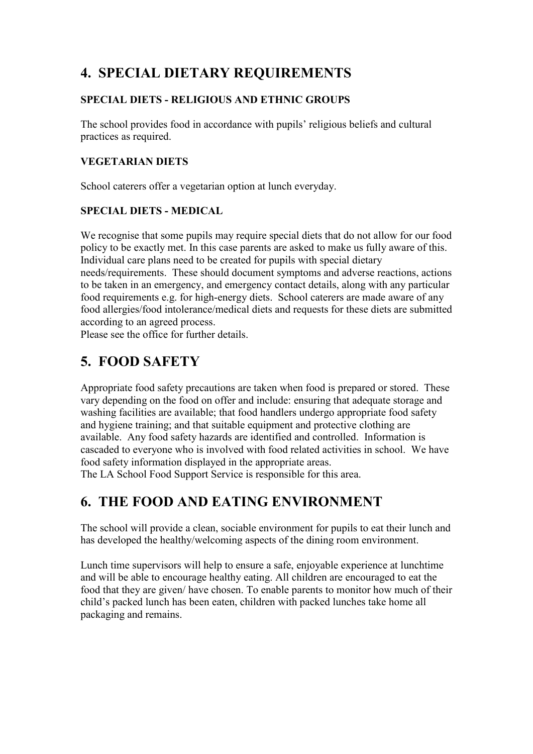## 4. SPECIAL DIETARY REQUIREMENTS

### SPECIAL DIETS - RELIGIOUS AND ETHNIC GROUPS

The school provides food in accordance with pupils' religious beliefs and cultural practices as required.

### VEGETARIAN DIETS

School caterers offer a vegetarian option at lunch everyday.

### SPECIAL DIETS - MEDICAL

We recognise that some pupils may require special diets that do not allow for our food policy to be exactly met. In this case parents are asked to make us fully aware of this. Individual care plans need to be created for pupils with special dietary needs/requirements. These should document symptoms and adverse reactions, actions to be taken in an emergency, and emergency contact details, along with any particular food requirements e.g. for high-energy diets. School caterers are made aware of any food allergies/food intolerance/medical diets and requests for these diets are submitted according to an agreed process.
Please see the office for further details.

## 5. FOOD SAFETY

Appropriate food safety precautions are taken when food is prepared or stored. These vary depending on the food on offer and include: ensuring that adequate storage and washing facilities are available; that food handlers undergo appropriate food safety and hygiene training; and that suitable equipment and protective clothing are available. Any food safety hazards are identified and controlled. Information is cascaded to everyone who is involved with food related activities in school. We have food safety information displayed in the appropriate areas.
The LA School Food Support Service is responsible for this area.

## 6. THE FOOD AND EATING ENVIRONMENT

The school will provide a clean, sociable environment for pupils to eat their lunch and has developed the healthy/welcoming aspects of the dining room environment.

Lunch time supervisors will help to ensure a safe, enjoyable experience at lunchtime and will be able to encourage healthy eating. All children are encouraged to eat the food that they are given/ have chosen. To enable parents to monitor how much of their child's packed lunch has been eaten, children with packed lunches take home all packaging and remains.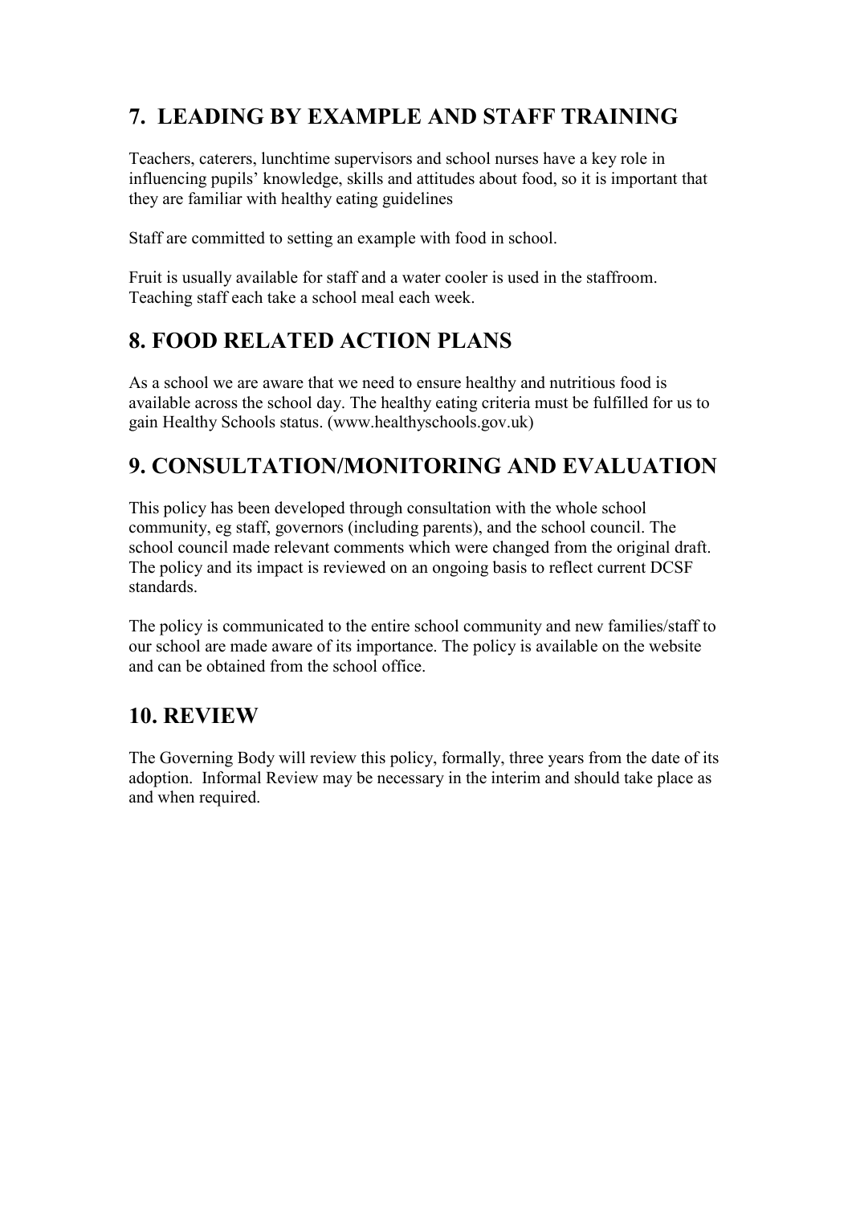## 7. LEADING BY EXAMPLE AND STAFF TRAINING

Teachers, caterers, lunchtime supervisors and school nurses have a key role in influencing pupils' knowledge, skills and attitudes about food, so it is important that they are familiar with healthy eating guidelines

Staff are committed to setting an example with food in school.

Fruit is usually available for staff and a water cooler is used in the staffroom. Teaching staff each take a school meal each week.

## 8. FOOD RELATED ACTION PLANS

As a school we are aware that we need to ensure healthy and nutritious food is available across the school day. The healthy eating criteria must be fulfilled for us to gain Healthy Schools status. (www.healthyschools.gov.uk)

## 9. CONSULTATION/MONITORING AND EVALUATION

This policy has been developed through consultation with the whole school community, eg staff, governors (including parents), and the school council. The school council made relevant comments which were changed from the original draft. The policy and its impact is reviewed on an ongoing basis to reflect current DCSF standards.

The policy is communicated to the entire school community and new families/staff to our school are made aware of its importance. The policy is available on the website and can be obtained from the school office.

## 10. REVIEW

The Governing Body will review this policy, formally, three years from the date of its adoption. Informal Review may be necessary in the interim and should take place as and when required.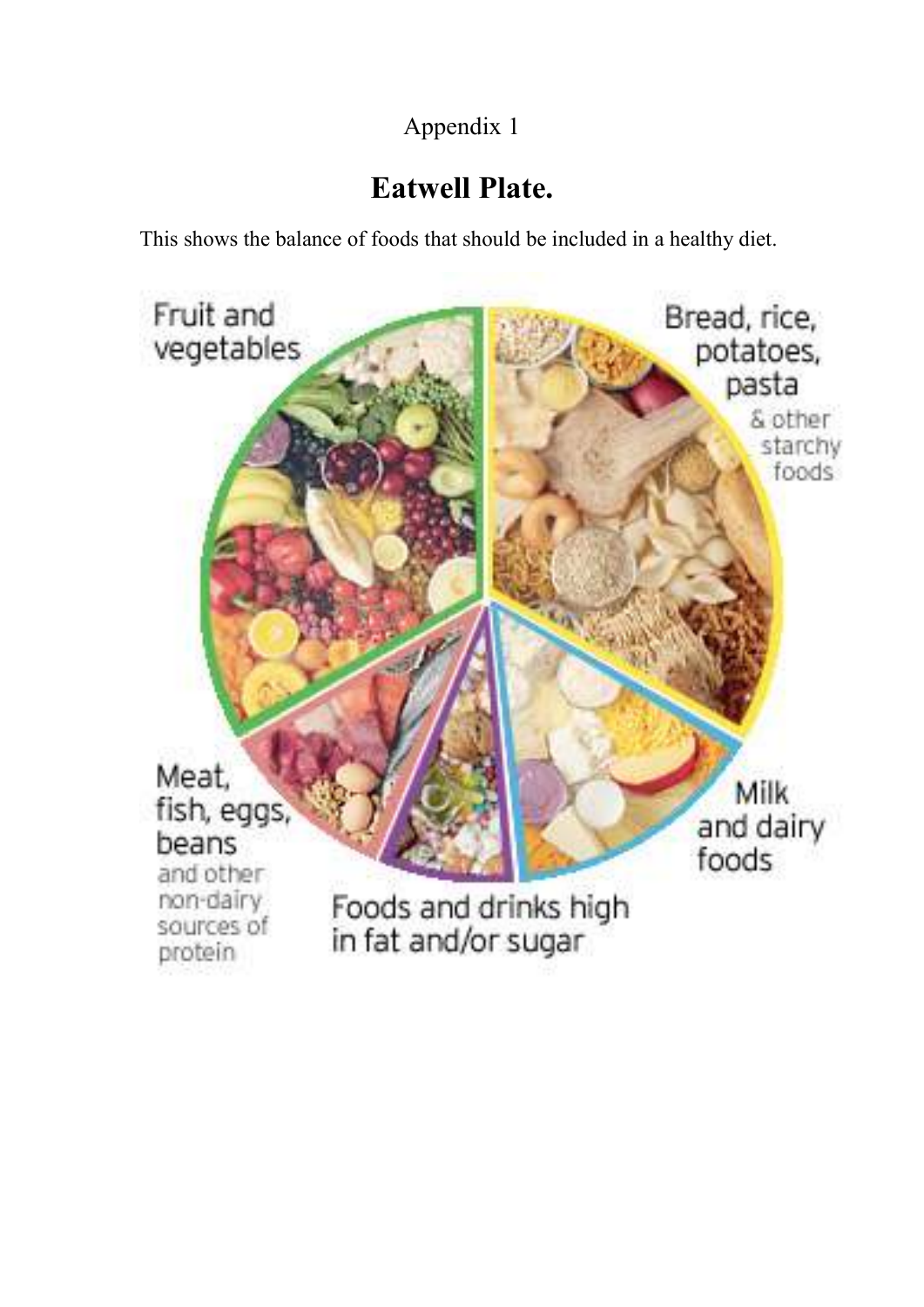Appendix 1

# Eatwell Plate.

This shows the balance of foods that should be included in a healthy diet.

Fruit and vegetables

Bread, rice, potatoes, pasta & other starchy foods

Meat, fish, eggs, beans and other non-dairy sources of protein

Milk and dairy foods

Foods and drinks high in fat and/or sugar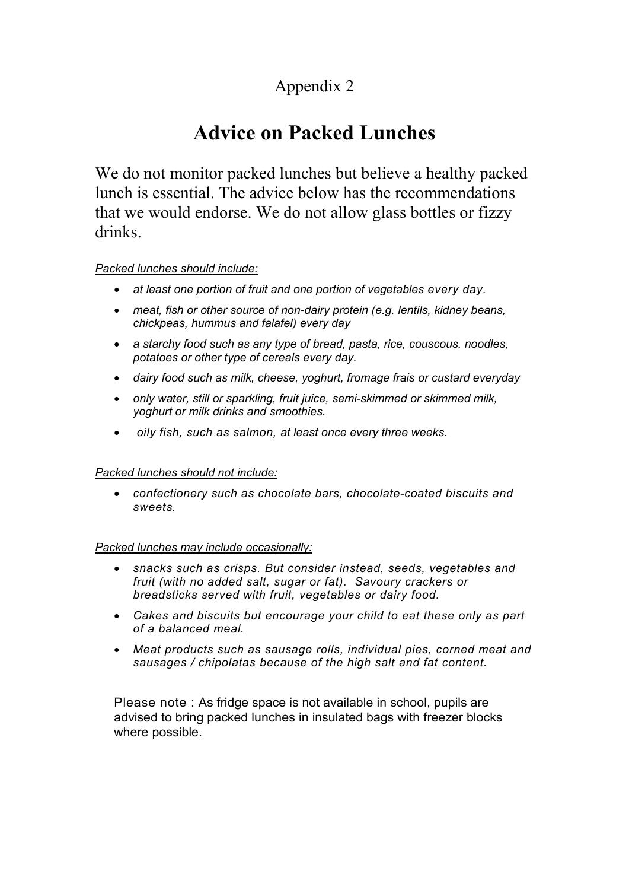Appendix 2

# Advice on Packed Lunches

We do not monitor packed lunches but believe a healthy packed lunch is essential. The advice below has the recommendations that we would endorse. We do not allow glass bottles or fizzy drinks.

*Packed lunches should include:*

- *at least one portion of fruit and one portion of vegetables every day.*
- *meat, fish or other source of non-dairy protein (e.g. lentils, kidney beans, chickpeas, hummus and falafel) every day*
- *a starchy food such as any type of bread, pasta, rice, couscous, noodles, potatoes or other type of cereals every day.*
- *dairy food such as milk, cheese, yoghurt, fromage frais or custard everyday*
- *only water, still or sparkling, fruit juice, semi-skimmed or skimmed milk, yoghurt or milk drinks and smoothies.*
- *oily fish, such as salmon, at least once every three weeks.*

*Packed lunches should not include:*

- *confectionery such as chocolate bars, chocolate-coated biscuits and sweets.*

*Packed lunches may include occasionally:*

- *snacks such as crisps. But consider instead, seeds, vegetables and fruit (with no added salt, sugar or fat). Savoury crackers or breadsticks served with fruit, vegetables or dairy food.*
- *Cakes and biscuits but encourage your child to eat these only as part of a balanced meal.*
- *Meat products such as sausage rolls, individual pies, corned meat and sausages / chipolatas because of the high salt and fat content.*

Please note : As fridge space is not available in school, pupils are advised to bring packed lunches in insulated bags with freezer blocks where possible.